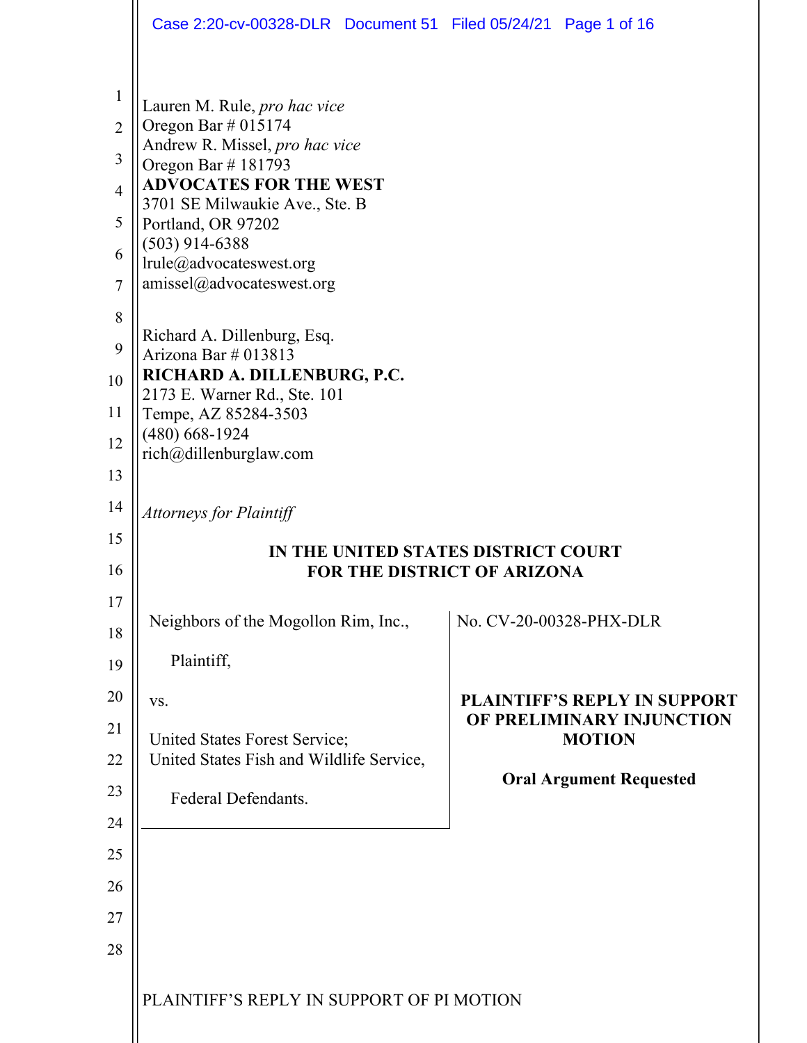Lauren M. Rule, *pro hac vice*
Oregon Bar # 015174
Andrew R. Missel, *pro hac vice*
Oregon Bar # 181793
**ADVOCATES FOR THE WEST**
3701 SE Milwaukie Ave., Ste. B
Portland, OR 97202
(503) 914-6388
lrule@advocateswest.org
amissel@advocateswest.org

Richard A. Dillenburg, Esq.
Arizona Bar # 013813
**RICHARD A. DILLENBURG, P.C.**
2173 E. Warner Rd., Ste. 101
Tempe, AZ 85284-3503
(480) 668-1924
rich@dillenburglaw.com

*Attorneys for Plaintiff*

**IN THE UNITED STATES DISTRICT COURT**
**FOR THE DISTRICT OF ARIZONA**

Neighbors of the Mogollon Rim, Inc.,

Plaintiff,

vs.

United States Forest Service;
United States Fish and Wildlife Service,

Federal Defendants.

No. CV-20-00328-PHX-DLR

**PLAINTIFF'S REPLY IN SUPPORT OF PRELIMINARY INJUNCTION MOTION**

**Oral Argument Requested**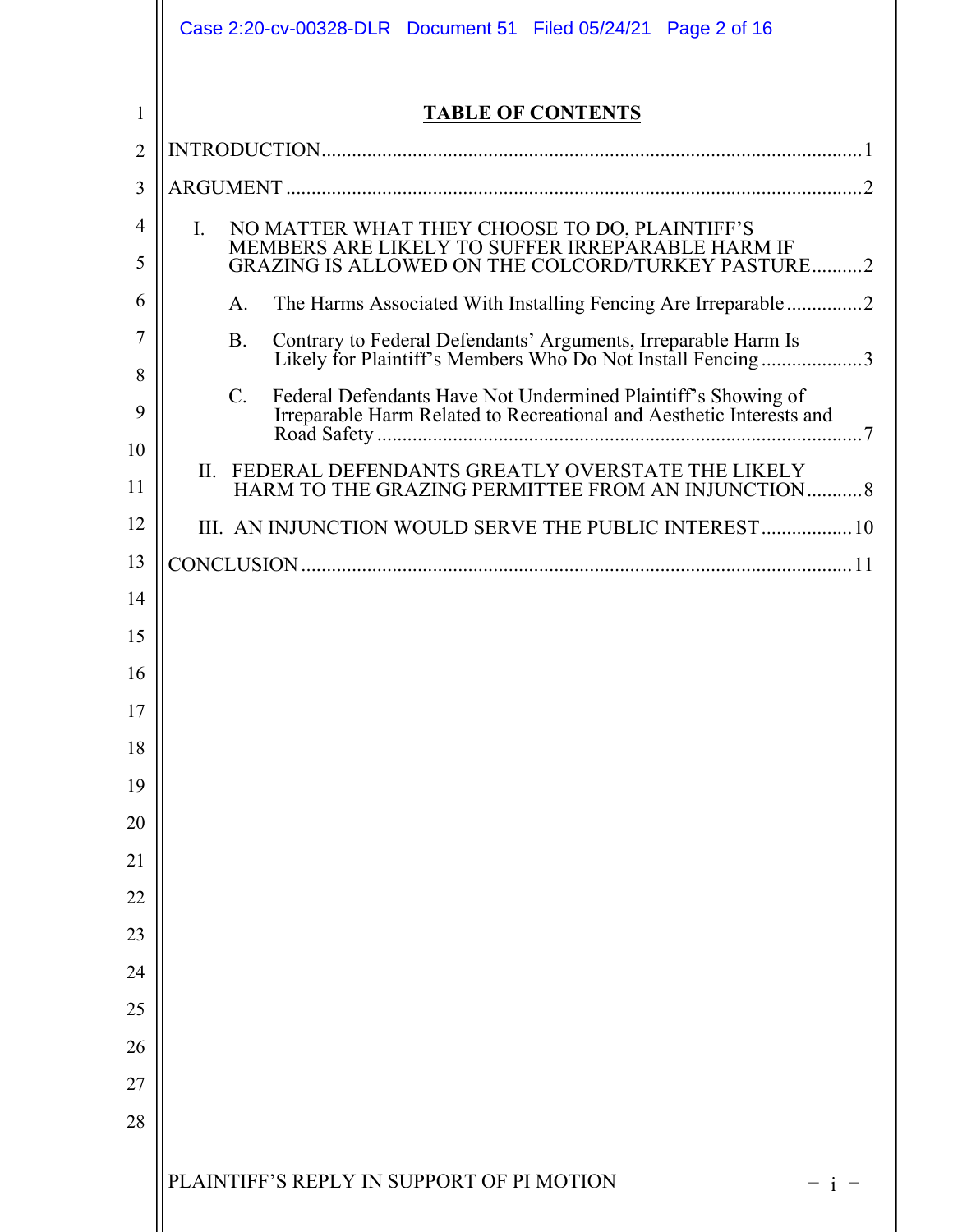## TABLE OF CONTENTS

INTRODUCTION .......... 1

ARGUMENT .......... 2

- I. NO MATTER WHAT THEY CHOOSE TO DO, PLAINTIFF'S MEMBERS ARE LIKELY TO SUFFER IRREPARABLE HARM IF GRAZING IS ALLOWED ON THE COLCORD/TURKEY PASTURE .......... 2
  - A. The Harms Associated With Installing Fencing Are Irreparable .......... 2
  - B. Contrary to Federal Defendants' Arguments, Irreparable Harm Is Likely for Plaintiff's Members Who Do Not Install Fencing .......... 3
  - C. Federal Defendants Have Not Undermined Plaintiff's Showing of Irreparable Harm Related to Recreational and Aesthetic Interests and Road Safety .......... 7
- II. FEDERAL DEFENDANTS GREATLY OVERSTATE THE LIKELY HARM TO THE GRAZING PERMITTEE FROM AN INJUNCTION .......... 8
- III. AN INJUNCTION WOULD SERVE THE PUBLIC INTEREST .......... 10

CONCLUSION .......... 11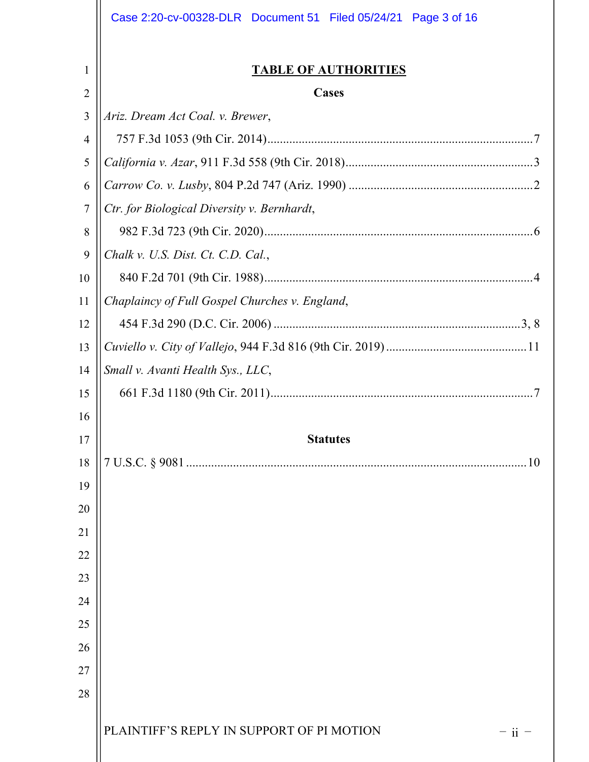# TABLE OF AUTHORITIES

## Cases

*Ariz. Dream Act Coal. v. Brewer*,
757 F.3d 1053 (9th Cir. 2014)....................................................................................7

*California v. Azar*, 911 F.3d 558 (9th Cir. 2018)..........................................................3

*Carrow Co. v. Lusby*, 804 P.2d 747 (Ariz. 1990) ..........................................................2

*Ctr. for Biological Diversity v. Bernhardt*,
982 F.3d 723 (9th Cir. 2020).....................................................................................6

*Chalk v. U.S. Dist. Ct. C.D. Cal.*,
840 F.2d 701 (9th Cir. 1988).....................................................................................4

*Chaplaincy of Full Gospel Churches v. England*,
454 F.3d 290 (D.C. Cir. 2006) ...............................................................................3, 8

*Cuviello v. City of Vallejo*, 944 F.3d 816 (9th Cir. 2019)............................................11

*Small v. Avanti Health Sys., LLC*,
661 F.3d 1180 (9th Cir. 2011)...................................................................................7

## Statutes

7 U.S.C. § 9081 ..........................................................................................................10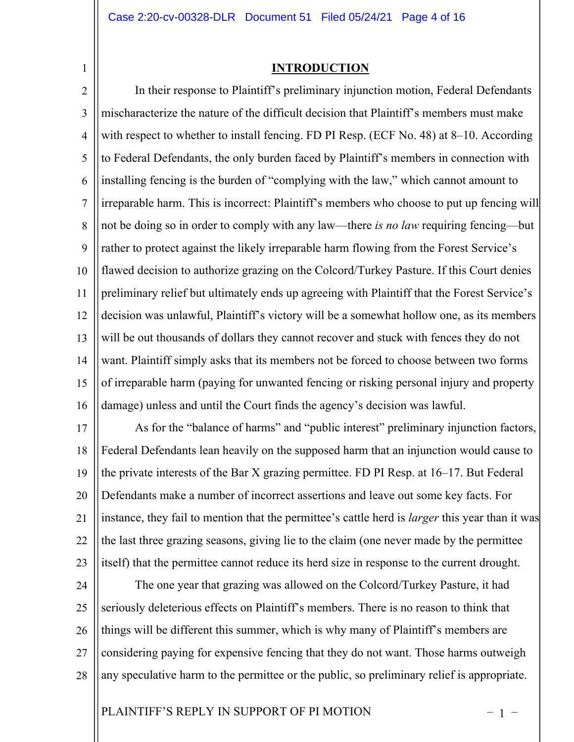# INTRODUCTION

In their response to Plaintiff's preliminary injunction motion, Federal Defendants mischaracterize the nature of the difficult decision that Plaintiff's members must make with respect to whether to install fencing. FD PI Resp. (ECF No. 48) at 8–10. According to Federal Defendants, the only burden faced by Plaintiff's members in connection with installing fencing is the burden of "complying with the law," which cannot amount to irreparable harm. This is incorrect: Plaintiff's members who choose to put up fencing will not be doing so in order to comply with any law—there *is no law* requiring fencing—but rather to protect against the likely irreparable harm flowing from the Forest Service's flawed decision to authorize grazing on the Colcord/Turkey Pasture. If this Court denies preliminary relief but ultimately ends up agreeing with Plaintiff that the Forest Service's decision was unlawful, Plaintiff's victory will be a somewhat hollow one, as its members will be out thousands of dollars they cannot recover and stuck with fences they do not want. Plaintiff simply asks that its members not be forced to choose between two forms of irreparable harm (paying for unwanted fencing or risking personal injury and property damage) unless and until the Court finds the agency's decision was lawful.

As for the "balance of harms" and "public interest" preliminary injunction factors, Federal Defendants lean heavily on the supposed harm that an injunction would cause to the private interests of the Bar X grazing permittee. FD PI Resp. at 16–17. But Federal Defendants make a number of incorrect assertions and leave out some key facts. For instance, they fail to mention that the permittee's cattle herd is *larger* this year than it was the last three grazing seasons, giving lie to the claim (one never made by the permittee itself) that the permittee cannot reduce its herd size in response to the current drought.

The one year that grazing was allowed on the Colcord/Turkey Pasture, it had seriously deleterious effects on Plaintiff's members. There is no reason to think that things will be different this summer, which is why many of Plaintiff's members are considering paying for expensive fencing that they do not want. Those harms outweigh any speculative harm to the permittee or the public, so preliminary relief is appropriate.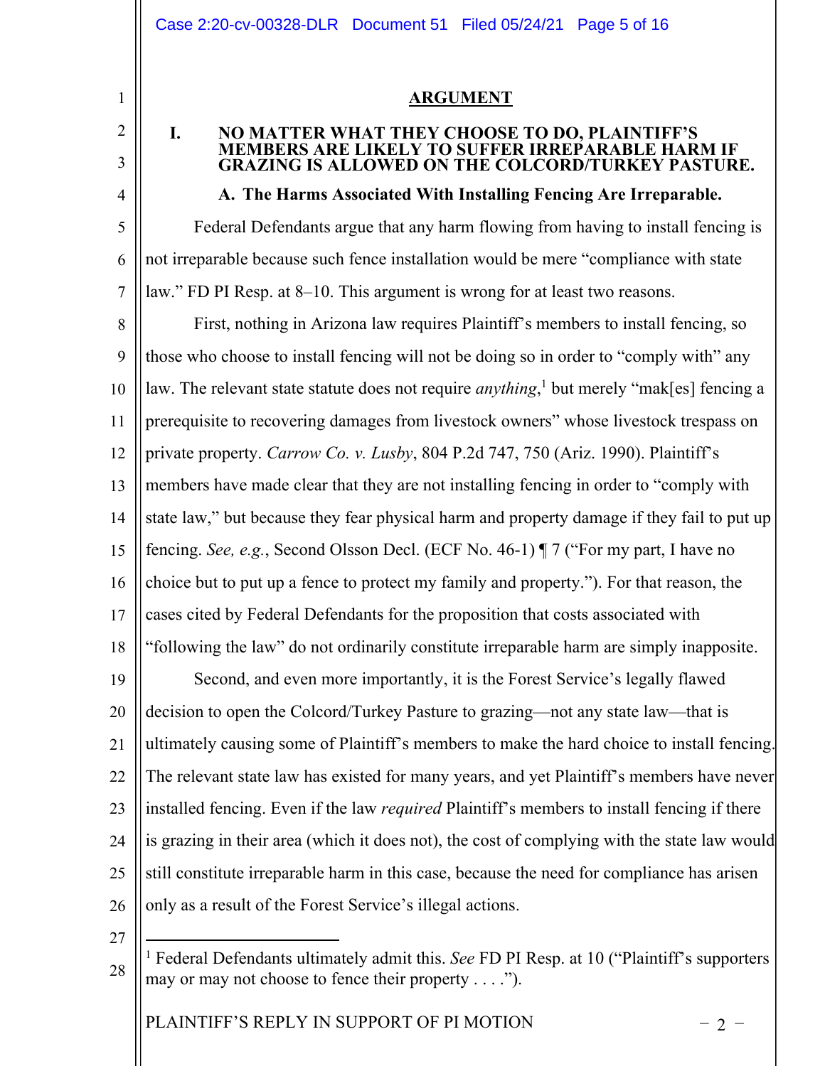## ARGUMENT

### I. NO MATTER WHAT THEY CHOOSE TO DO, PLAINTIFF'S MEMBERS ARE LIKELY TO SUFFER IRREPARABLE HARM IF GRAZING IS ALLOWED ON THE COLCORD/TURKEY PASTURE.

#### A. The Harms Associated With Installing Fencing Are Irreparable.

Federal Defendants argue that any harm flowing from having to install fencing is not irreparable because such fence installation would be mere "compliance with state law." FD PI Resp. at 8–10. This argument is wrong for at least two reasons.

First, nothing in Arizona law requires Plaintiff's members to install fencing, so those who choose to install fencing will not be doing so in order to "comply with" any law. The relevant state statute does not require *anything*,[1] but merely "mak[es] fencing a prerequisite to recovering damages from livestock owners" whose livestock trespass on private property. *Carrow Co. v. Lusby*, 804 P.2d 747, 750 (Ariz. 1990). Plaintiff's members have made clear that they are not installing fencing in order to "comply with state law," but because they fear physical harm and property damage if they fail to put up fencing. *See, e.g.*, Second Olsson Decl. (ECF No. 46-1) ¶ 7 ("For my part, I have no choice but to put up a fence to protect my family and property."). For that reason, the cases cited by Federal Defendants for the proposition that costs associated with "following the law" do not ordinarily constitute irreparable harm are simply inapposite.

Second, and even more importantly, it is the Forest Service's legally flawed decision to open the Colcord/Turkey Pasture to grazing—not any state law—that is ultimately causing some of Plaintiff's members to make the hard choice to install fencing. The relevant state law has existed for many years, and yet Plaintiff's members have never installed fencing. Even if the law *required* Plaintiff's members to install fencing if there is grazing in their area (which it does not), the cost of complying with the state law would still constitute irreparable harm in this case, because the need for compliance has arisen only as a result of the Forest Service's illegal actions.

---

[1] Federal Defendants ultimately admit this. *See* FD PI Resp. at 10 ("Plaintiff's supporters may or may not choose to fence their property . . . .").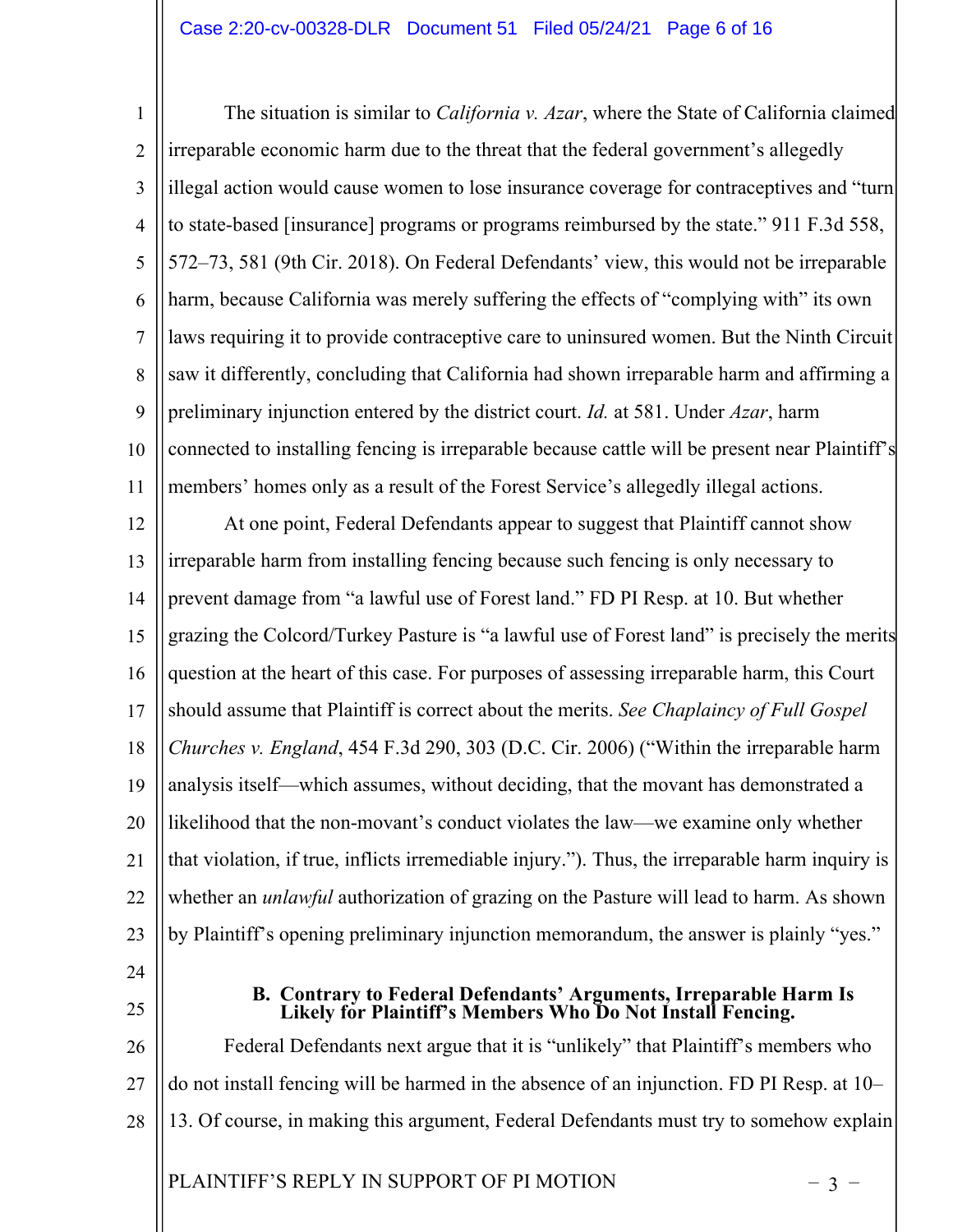The situation is similar to *California v. Azar*, where the State of California claimed irreparable economic harm due to the threat that the federal government's allegedly illegal action would cause women to lose insurance coverage for contraceptives and "turn to state-based [insurance] programs or programs reimbursed by the state." 911 F.3d 558, 572–73, 581 (9th Cir. 2018). On Federal Defendants' view, this would not be irreparable harm, because California was merely suffering the effects of "complying with" its own laws requiring it to provide contraceptive care to uninsured women. But the Ninth Circuit saw it differently, concluding that California had shown irreparable harm and affirming a preliminary injunction entered by the district court. *Id.* at 581. Under *Azar*, harm connected to installing fencing is irreparable because cattle will be present near Plaintiff's members' homes only as a result of the Forest Service's allegedly illegal actions.

At one point, Federal Defendants appear to suggest that Plaintiff cannot show irreparable harm from installing fencing because such fencing is only necessary to prevent damage from "a lawful use of Forest land." FD PI Resp. at 10. But whether grazing the Colcord/Turkey Pasture is "a lawful use of Forest land" is precisely the merits question at the heart of this case. For purposes of assessing irreparable harm, this Court should assume that Plaintiff is correct about the merits. *See Chaplaincy of Full Gospel Churches v. England*, 454 F.3d 290, 303 (D.C. Cir. 2006) ("Within the irreparable harm analysis itself—which assumes, without deciding, that the movant has demonstrated a likelihood that the non-movant's conduct violates the law—we examine only whether that violation, if true, inflicts irremediable injury."). Thus, the irreparable harm inquiry is whether an *unlawful* authorization of grazing on the Pasture will lead to harm. As shown by Plaintiff's opening preliminary injunction memorandum, the answer is plainly "yes."

### B. Contrary to Federal Defendants' Arguments, Irreparable Harm Is Likely for Plaintiff's Members Who Do Not Install Fencing.

Federal Defendants next argue that it is "unlikely" that Plaintiff's members who do not install fencing will be harmed in the absence of an injunction. FD PI Resp. at 10–13. Of course, in making this argument, Federal Defendants must try to somehow explain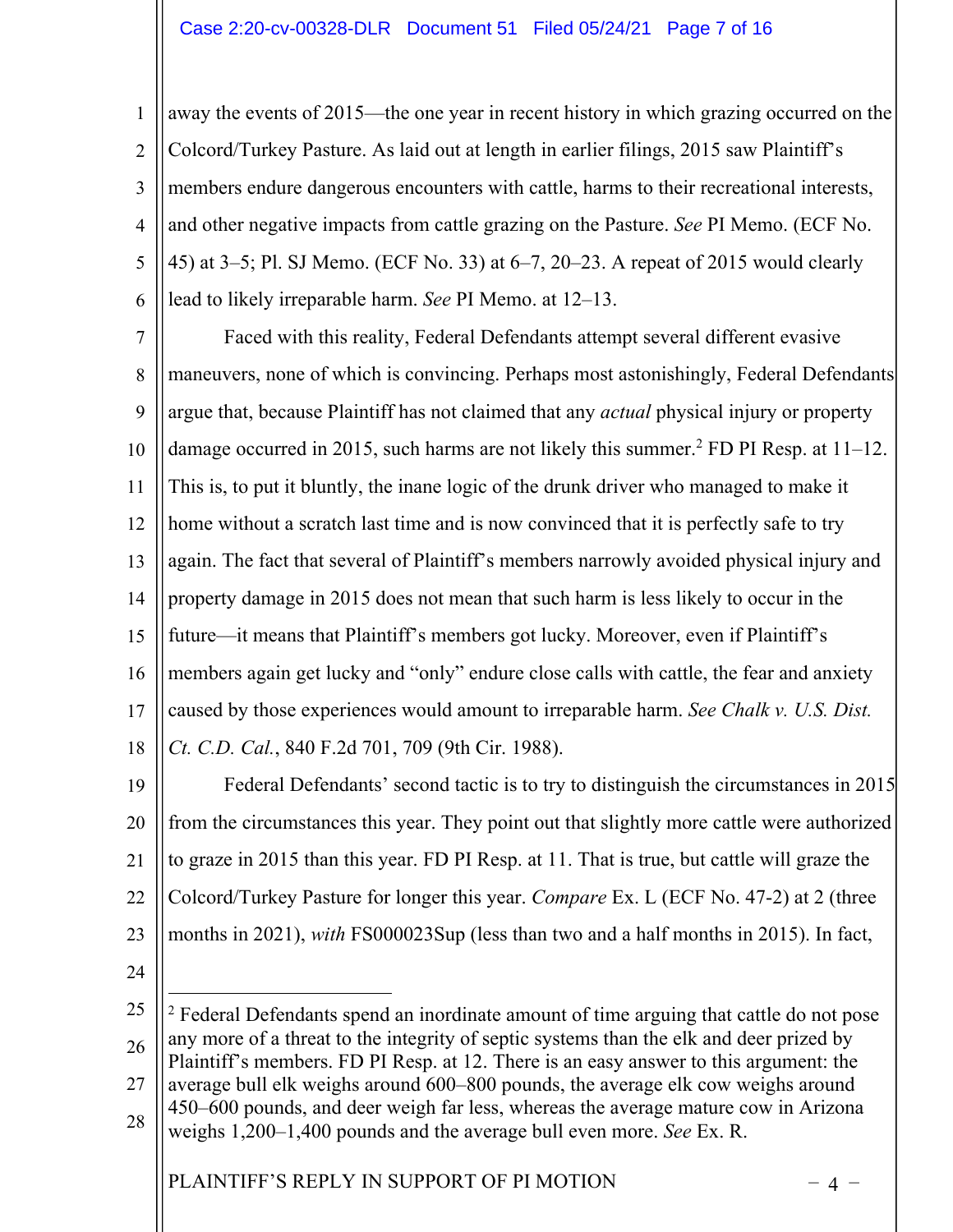away the events of 2015—the one year in recent history in which grazing occurred on the Colcord/Turkey Pasture. As laid out at length in earlier filings, 2015 saw Plaintiff's members endure dangerous encounters with cattle, harms to their recreational interests, and other negative impacts from cattle grazing on the Pasture. *See* PI Memo. (ECF No. 45) at 3–5; Pl. SJ Memo. (ECF No. 33) at 6–7, 20–23. A repeat of 2015 would clearly lead to likely irreparable harm. *See* PI Memo. at 12–13.

Faced with this reality, Federal Defendants attempt several different evasive maneuvers, none of which is convincing. Perhaps most astonishingly, Federal Defendants argue that, because Plaintiff has not claimed that any *actual* physical injury or property damage occurred in 2015, such harms are not likely this summer.[2] FD PI Resp. at 11–12. This is, to put it bluntly, the inane logic of the drunk driver who managed to make it home without a scratch last time and is now convinced that it is perfectly safe to try again. The fact that several of Plaintiff's members narrowly avoided physical injury and property damage in 2015 does not mean that such harm is less likely to occur in the future—it means that Plaintiff's members got lucky. Moreover, even if Plaintiff's members again get lucky and "only" endure close calls with cattle, the fear and anxiety caused by those experiences would amount to irreparable harm. *See Chalk v. U.S. Dist. Ct. C.D. Cal.*, 840 F.2d 701, 709 (9th Cir. 1988).

Federal Defendants' second tactic is to try to distinguish the circumstances in 2015 from the circumstances this year. They point out that slightly more cattle were authorized to graze in 2015 than this year. FD PI Resp. at 11. That is true, but cattle will graze the Colcord/Turkey Pasture for longer this year. *Compare* Ex. L (ECF No. 47-2) at 2 (three months in 2021), *with* FS000023Sup (less than two and a half months in 2015). In fact,

---

[2] Federal Defendants spend an inordinate amount of time arguing that cattle do not pose any more of a threat to the integrity of septic systems than the elk and deer prized by Plaintiff's members. FD PI Resp. at 12. There is an easy answer to this argument: the average bull elk weighs around 600–800 pounds, the average elk cow weighs around 450–600 pounds, and deer weigh far less, whereas the average mature cow in Arizona weighs 1,200–1,400 pounds and the average bull even more. *See* Ex. R.

PLAINTIFF'S REPLY IN SUPPORT OF PI MOTION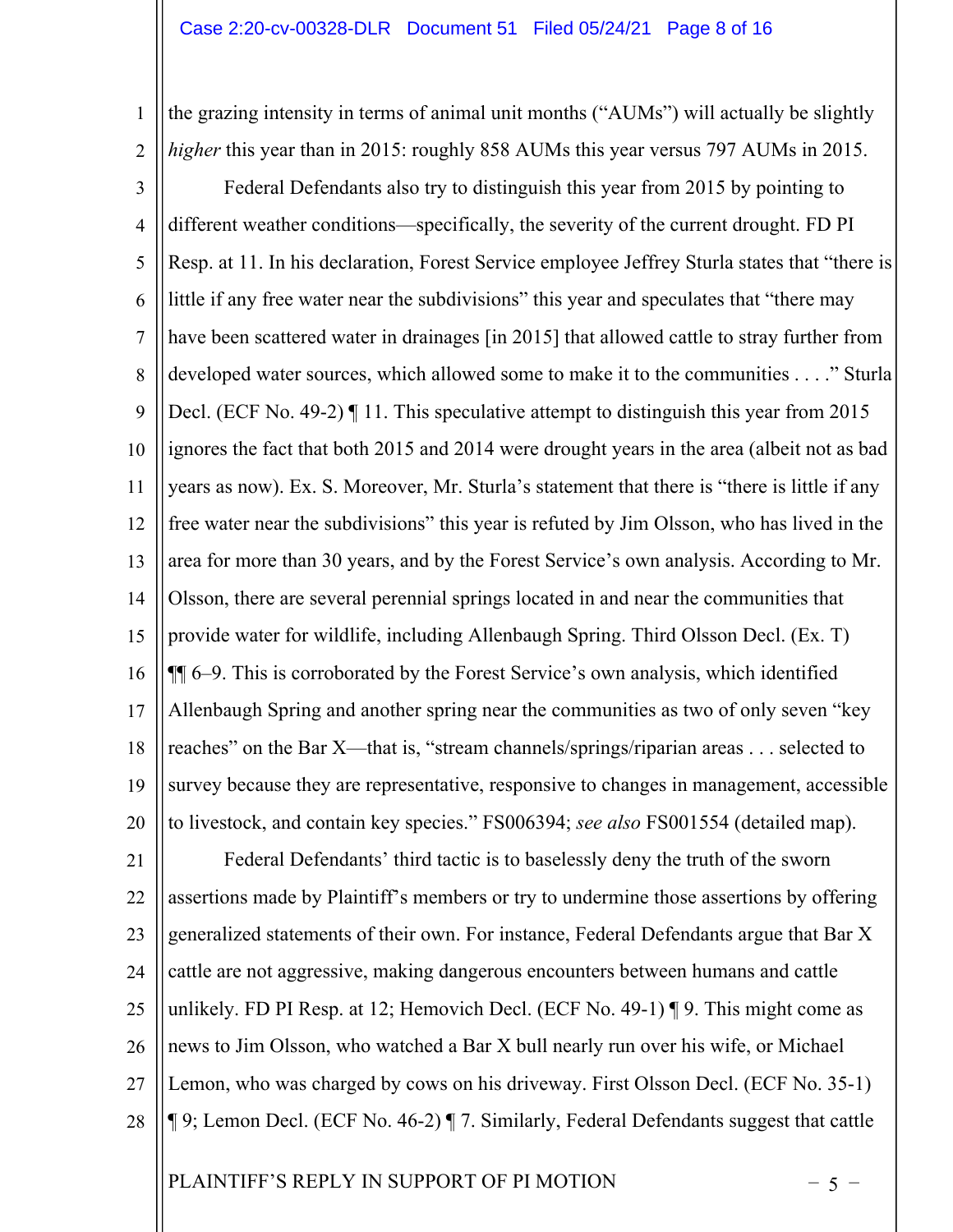the grazing intensity in terms of animal unit months ("AUMs") will actually be slightly *higher* this year than in 2015: roughly 858 AUMs this year versus 797 AUMs in 2015.

Federal Defendants also try to distinguish this year from 2015 by pointing to different weather conditions—specifically, the severity of the current drought. FD PI Resp. at 11. In his declaration, Forest Service employee Jeffrey Sturla states that "there is little if any free water near the subdivisions" this year and speculates that "there may have been scattered water in drainages [in 2015] that allowed cattle to stray further from developed water sources, which allowed some to make it to the communities . . . ." Sturla Decl. (ECF No. 49-2) ¶ 11. This speculative attempt to distinguish this year from 2015 ignores the fact that both 2015 and 2014 were drought years in the area (albeit not as bad years as now). Ex. S. Moreover, Mr. Sturla's statement that there is "there is little if any free water near the subdivisions" this year is refuted by Jim Olsson, who has lived in the area for more than 30 years, and by the Forest Service's own analysis. According to Mr. Olsson, there are several perennial springs located in and near the communities that provide water for wildlife, including Allenbaugh Spring. Third Olsson Decl. (Ex. T) ¶¶ 6–9. This is corroborated by the Forest Service's own analysis, which identified Allenbaugh Spring and another spring near the communities as two of only seven "key reaches" on the Bar X—that is, "stream channels/springs/riparian areas . . . selected to survey because they are representative, responsive to changes in management, accessible to livestock, and contain key species." FS006394; *see also* FS001554 (detailed map).

Federal Defendants' third tactic is to baselessly deny the truth of the sworn assertions made by Plaintiff's members or try to undermine those assertions by offering generalized statements of their own. For instance, Federal Defendants argue that Bar X cattle are not aggressive, making dangerous encounters between humans and cattle unlikely. FD PI Resp. at 12; Hemovich Decl. (ECF No. 49-1) ¶ 9. This might come as news to Jim Olsson, who watched a Bar X bull nearly run over his wife, or Michael Lemon, who was charged by cows on his driveway. First Olsson Decl. (ECF No. 35-1) ¶ 9; Lemon Decl. (ECF No. 46-2) ¶ 7. Similarly, Federal Defendants suggest that cattle

PLAINTIFF'S REPLY IN SUPPORT OF PI MOTION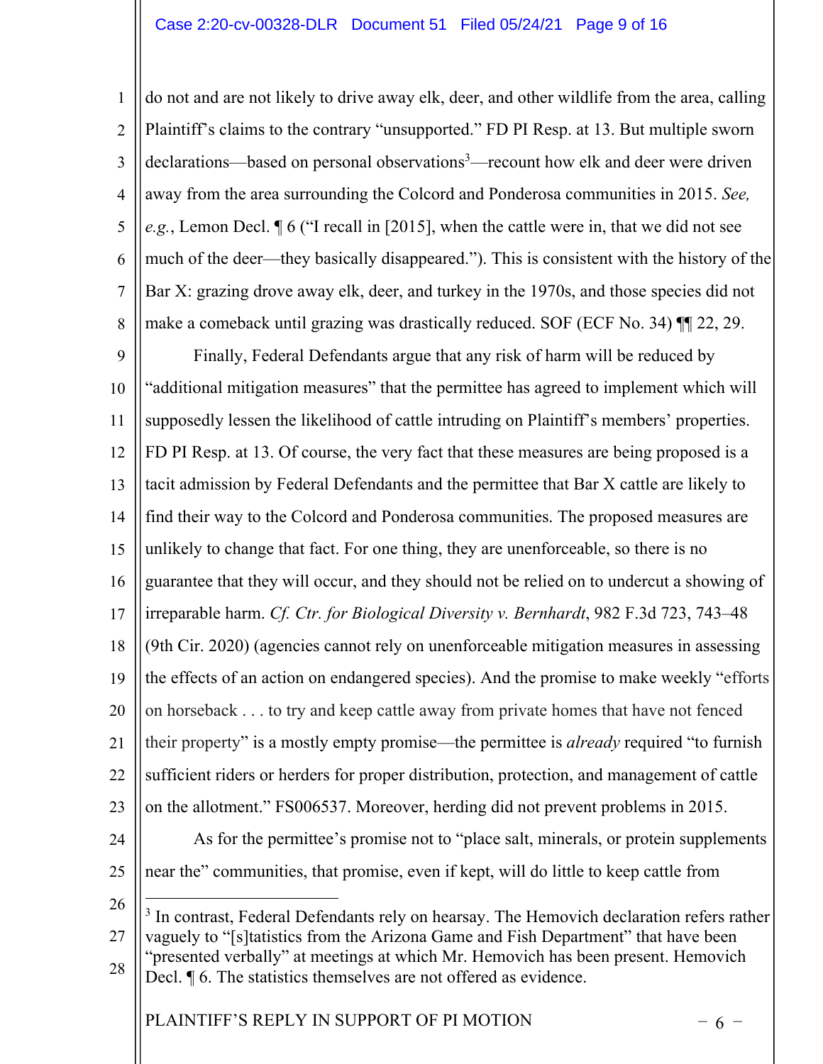do not and are not likely to drive away elk, deer, and other wildlife from the area, calling Plaintiff's claims to the contrary "unsupported." FD PI Resp. at 13. But multiple sworn declarations—based on personal observations[3]—recount how elk and deer were driven away from the area surrounding the Colcord and Ponderosa communities in 2015. *See, e.g.*, Lemon Decl. ¶ 6 ("I recall in [2015], when the cattle were in, that we did not see much of the deer—they basically disappeared."). This is consistent with the history of the Bar X: grazing drove away elk, deer, and turkey in the 1970s, and those species did not make a comeback until grazing was drastically reduced. SOF (ECF No. 34) ¶¶ 22, 29.

Finally, Federal Defendants argue that any risk of harm will be reduced by "additional mitigation measures" that the permittee has agreed to implement which will supposedly lessen the likelihood of cattle intruding on Plaintiff's members' properties. FD PI Resp. at 13. Of course, the very fact that these measures are being proposed is a tacit admission by Federal Defendants and the permittee that Bar X cattle are likely to find their way to the Colcord and Ponderosa communities. The proposed measures are unlikely to change that fact. For one thing, they are unenforceable, so there is no guarantee that they will occur, and they should not be relied on to undercut a showing of irreparable harm. *Cf. Ctr. for Biological Diversity v. Bernhardt*, 982 F.3d 723, 743–48 (9th Cir. 2020) (agencies cannot rely on unenforceable mitigation measures in assessing the effects of an action on endangered species). And the promise to make weekly "efforts on horseback . . . to try and keep cattle away from private homes that have not fenced their property" is a mostly empty promise—the permittee is *already* required "to furnish sufficient riders or herders for proper distribution, protection, and management of cattle on the allotment." FS006537. Moreover, herding did not prevent problems in 2015.

As for the permittee's promise not to "place salt, minerals, or protein supplements near the" communities, that promise, even if kept, will do little to keep cattle from

[3] In contrast, Federal Defendants rely on hearsay. The Hemovich declaration refers rather vaguely to "[s]tatistics from the Arizona Game and Fish Department" that have been "presented verbally" at meetings at which Mr. Hemovich has been present. Hemovich Decl. ¶ 6. The statistics themselves are not offered as evidence.

PLAINTIFF'S REPLY IN SUPPORT OF PI MOTION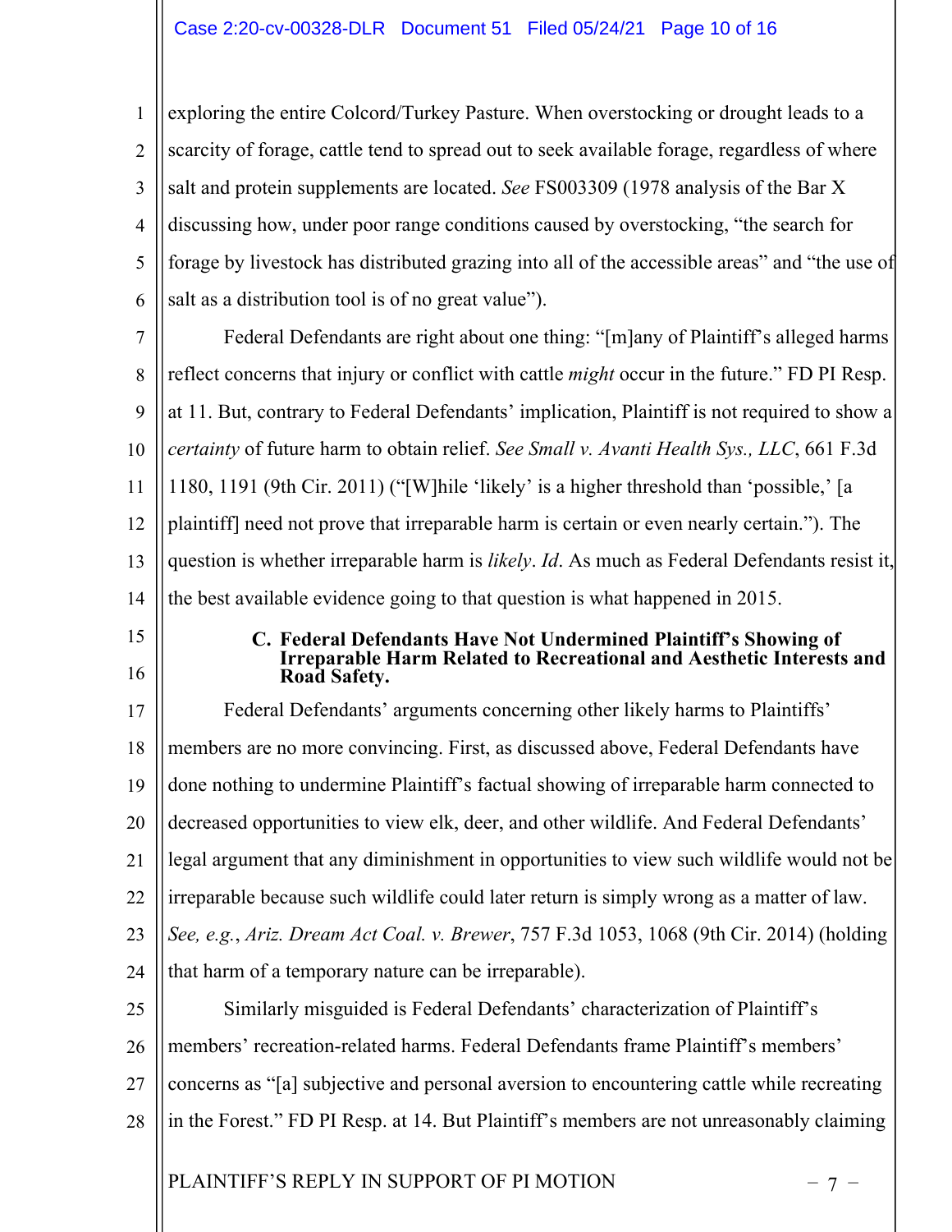exploring the entire Colcord/Turkey Pasture. When overstocking or drought leads to a scarcity of forage, cattle tend to spread out to seek available forage, regardless of where salt and protein supplements are located. *See* FS003309 (1978 analysis of the Bar X discussing how, under poor range conditions caused by overstocking, "the search for forage by livestock has distributed grazing into all of the accessible areas" and "the use of salt as a distribution tool is of no great value").

Federal Defendants are right about one thing: "[m]any of Plaintiff's alleged harms reflect concerns that injury or conflict with cattle *might* occur in the future." FD PI Resp. at 11. But, contrary to Federal Defendants' implication, Plaintiff is not required to show a *certainty* of future harm to obtain relief. *See Small v. Avanti Health Sys., LLC*, 661 F.3d 1180, 1191 (9th Cir. 2011) ("[W]hile 'likely' is a higher threshold than 'possible,' [a plaintiff] need not prove that irreparable harm is certain or even nearly certain."). The question is whether irreparable harm is *likely*. *Id*. As much as Federal Defendants resist it, the best available evidence going to that question is what happened in 2015.

### C. Federal Defendants Have Not Undermined Plaintiff's Showing of Irreparable Harm Related to Recreational and Aesthetic Interests and Road Safety.

Federal Defendants' arguments concerning other likely harms to Plaintiffs' members are no more convincing. First, as discussed above, Federal Defendants have done nothing to undermine Plaintiff's factual showing of irreparable harm connected to decreased opportunities to view elk, deer, and other wildlife. And Federal Defendants' legal argument that any diminishment in opportunities to view such wildlife would not be irreparable because such wildlife could later return is simply wrong as a matter of law. *See, e.g.*, *Ariz. Dream Act Coal. v. Brewer*, 757 F.3d 1053, 1068 (9th Cir. 2014) (holding that harm of a temporary nature can be irreparable).

Similarly misguided is Federal Defendants' characterization of Plaintiff's members' recreation-related harms. Federal Defendants frame Plaintiff's members' concerns as "[a] subjective and personal aversion to encountering cattle while recreating in the Forest." FD PI Resp. at 14. But Plaintiff's members are not unreasonably claiming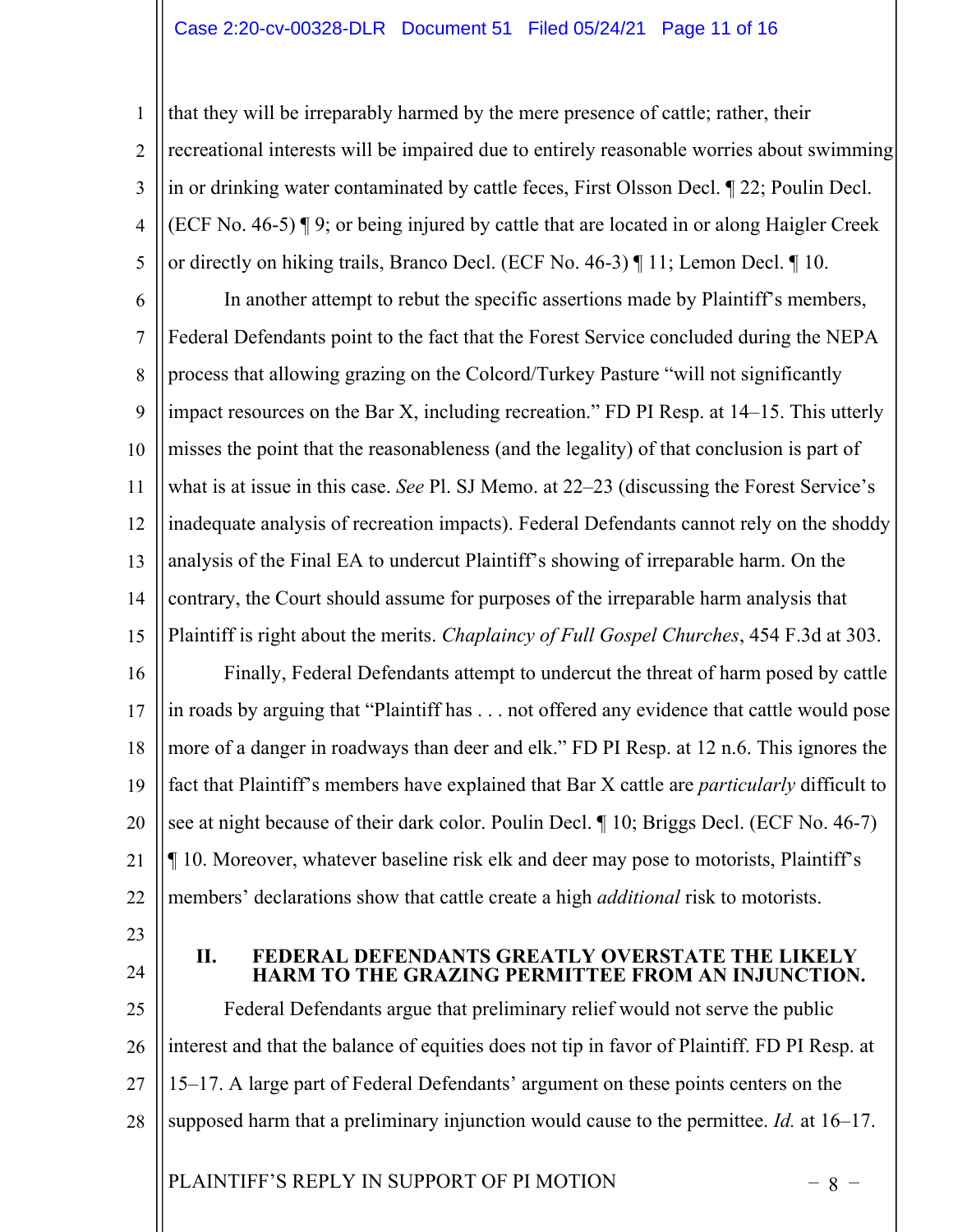that they will be irreparably harmed by the mere presence of cattle; rather, their recreational interests will be impaired due to entirely reasonable worries about swimming in or drinking water contaminated by cattle feces, First Olsson Decl. ¶ 22; Poulin Decl. (ECF No. 46-5) ¶ 9; or being injured by cattle that are located in or along Haigler Creek or directly on hiking trails, Branco Decl. (ECF No. 46-3) ¶ 11; Lemon Decl. ¶ 10.

In another attempt to rebut the specific assertions made by Plaintiff's members, Federal Defendants point to the fact that the Forest Service concluded during the NEPA process that allowing grazing on the Colcord/Turkey Pasture "will not significantly impact resources on the Bar X, including recreation." FD PI Resp. at 14–15. This utterly misses the point that the reasonableness (and the legality) of that conclusion is part of what is at issue in this case. *See* Pl. SJ Memo. at 22–23 (discussing the Forest Service's inadequate analysis of recreation impacts). Federal Defendants cannot rely on the shoddy analysis of the Final EA to undercut Plaintiff's showing of irreparable harm. On the contrary, the Court should assume for purposes of the irreparable harm analysis that Plaintiff is right about the merits. *Chaplaincy of Full Gospel Churches*, 454 F.3d at 303.

Finally, Federal Defendants attempt to undercut the threat of harm posed by cattle in roads by arguing that "Plaintiff has . . . not offered any evidence that cattle would pose more of a danger in roadways than deer and elk." FD PI Resp. at 12 n.6. This ignores the fact that Plaintiff's members have explained that Bar X cattle are *particularly* difficult to see at night because of their dark color. Poulin Decl. ¶ 10; Briggs Decl. (ECF No. 46-7) ¶ 10. Moreover, whatever baseline risk elk and deer may pose to motorists, Plaintiff's members' declarations show that cattle create a high *additional* risk to motorists.

## II. FEDERAL DEFENDANTS GREATLY OVERSTATE THE LIKELY HARM TO THE GRAZING PERMITTEE FROM AN INJUNCTION.

Federal Defendants argue that preliminary relief would not serve the public interest and that the balance of equities does not tip in favor of Plaintiff. FD PI Resp. at 15–17. A large part of Federal Defendants' argument on these points centers on the supposed harm that a preliminary injunction would cause to the permittee. *Id.* at 16–17.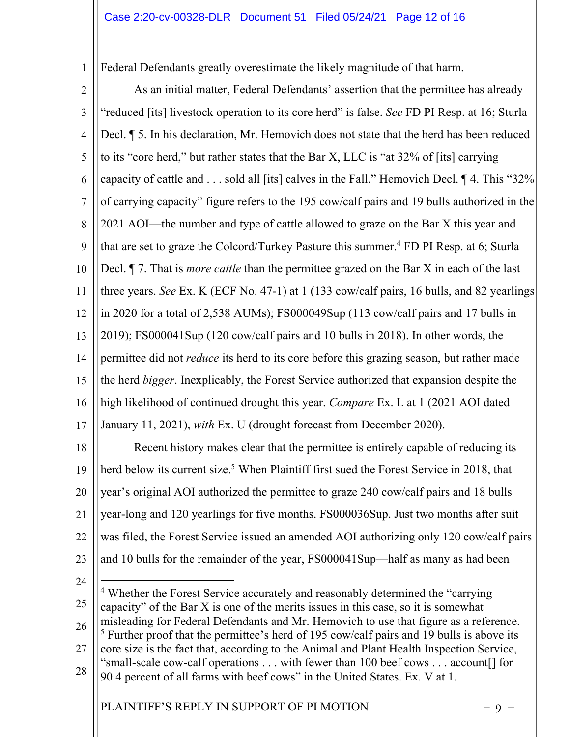Federal Defendants greatly overestimate the likely magnitude of that harm.

As an initial matter, Federal Defendants' assertion that the permittee has already "reduced [its] livestock operation to its core herd" is false. *See* FD PI Resp. at 16; Sturla Decl. ¶ 5. In his declaration, Mr. Hemovich does not state that the herd has been reduced to its "core herd," but rather states that the Bar X, LLC is "at 32% of [its] carrying capacity of cattle and . . . sold all [its] calves in the Fall." Hemovich Decl. ¶ 4. This "32% of carrying capacity" figure refers to the 195 cow/calf pairs and 19 bulls authorized in the 2021 AOI—the number and type of cattle allowed to graze on the Bar X this year and that are set to graze the Colcord/Turkey Pasture this summer.[4] FD PI Resp. at 6; Sturla Decl. ¶ 7. That is *more cattle* than the permittee grazed on the Bar X in each of the last three years. *See* Ex. K (ECF No. 47-1) at 1 (133 cow/calf pairs, 16 bulls, and 82 yearlings in 2020 for a total of 2,538 AUMs); FS000049Sup (113 cow/calf pairs and 17 bulls in 2019); FS000041Sup (120 cow/calf pairs and 10 bulls in 2018). In other words, the permittee did not *reduce* its herd to its core before this grazing season, but rather made the herd *bigger*. Inexplicably, the Forest Service authorized that expansion despite the high likelihood of continued drought this year. *Compare* Ex. L at 1 (2021 AOI dated January 11, 2021), *with* Ex. U (drought forecast from December 2020).

Recent history makes clear that the permittee is entirely capable of reducing its herd below its current size.[5] When Plaintiff first sued the Forest Service in 2018, that year's original AOI authorized the permittee to graze 240 cow/calf pairs and 18 bulls year-long and 120 yearlings for five months. FS000036Sup. Just two months after suit was filed, the Forest Service issued an amended AOI authorizing only 120 cow/calf pairs and 10 bulls for the remainder of the year, FS000041Sup—half as many as had been

---

[4] Whether the Forest Service accurately and reasonably determined the "carrying capacity" of the Bar X is one of the merits issues in this case, so it is somewhat misleading for Federal Defendants and Mr. Hemovich to use that figure as a reference.

[5] Further proof that the permittee's herd of 195 cow/calf pairs and 19 bulls is above its core size is the fact that, according to the Animal and Plant Health Inspection Service, "small-scale cow-calf operations . . . with fewer than 100 beef cows . . . account[] for 90.4 percent of all farms with beef cows" in the United States. Ex. V at 1.

PLAINTIFF'S REPLY IN SUPPORT OF PI MOTION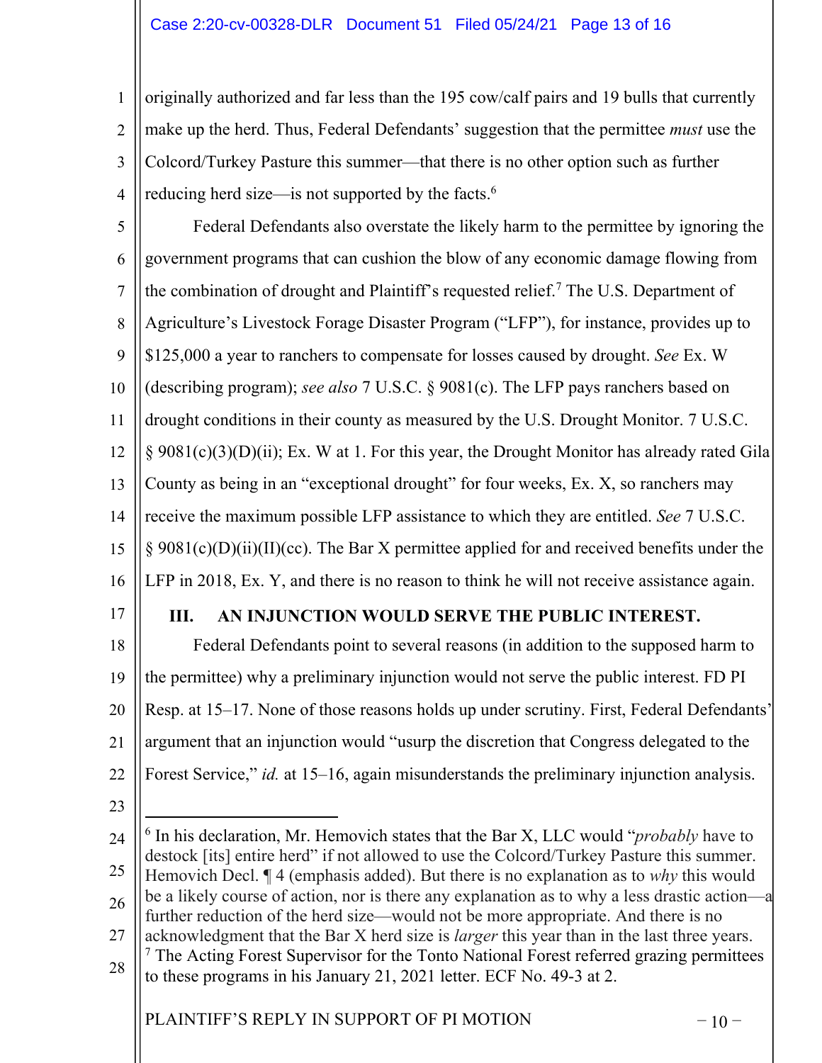originally authorized and far less than the 195 cow/calf pairs and 19 bulls that currently make up the herd. Thus, Federal Defendants' suggestion that the permittee *must* use the Colcord/Turkey Pasture this summer—that there is no other option such as further reducing herd size—is not supported by the facts.[6]

Federal Defendants also overstate the likely harm to the permittee by ignoring the government programs that can cushion the blow of any economic damage flowing from the combination of drought and Plaintiff's requested relief.[7] The U.S. Department of Agriculture's Livestock Forage Disaster Program ("LFP"), for instance, provides up to $125,000 a year to ranchers to compensate for losses caused by drought. *See* Ex. W (describing program); *see also* 7 U.S.C. § 9081(c). The LFP pays ranchers based on drought conditions in their county as measured by the U.S. Drought Monitor. 7 U.S.C. § 9081(c)(3)(D)(ii); Ex. W at 1. For this year, the Drought Monitor has already rated Gila County as being in an "exceptional drought" for four weeks, Ex. X, so ranchers may receive the maximum possible LFP assistance to which they are entitled. *See* 7 U.S.C. § 9081(c)(D)(ii)(II)(cc). The Bar X permittee applied for and received benefits under the LFP in 2018, Ex. Y, and there is no reason to think he will not receive assistance again.

## III. AN INJUNCTION WOULD SERVE THE PUBLIC INTEREST.

Federal Defendants point to several reasons (in addition to the supposed harm to the permittee) why a preliminary injunction would not serve the public interest. FD PI Resp. at 15–17. None of those reasons holds up under scrutiny. First, Federal Defendants' argument that an injunction would "usurp the discretion that Congress delegated to the Forest Service," *id.* at 15–16, again misunderstands the preliminary injunction analysis.

---

[6] In his declaration, Mr. Hemovich states that the Bar X, LLC would "*probably* have to destock [its] entire herd" if not allowed to use the Colcord/Turkey Pasture this summer. Hemovich Decl. ¶ 4 (emphasis added). But there is no explanation as to *why* this would be a likely course of action, nor is there any explanation as to why a less drastic action—a further reduction of the herd size—would not be more appropriate. And there is no acknowledgment that the Bar X herd size is *larger* this year than in the last three years.

[7] The Acting Forest Supervisor for the Tonto National Forest referred grazing permittees to these programs in his January 21, 2021 letter. ECF No. 49-3 at 2.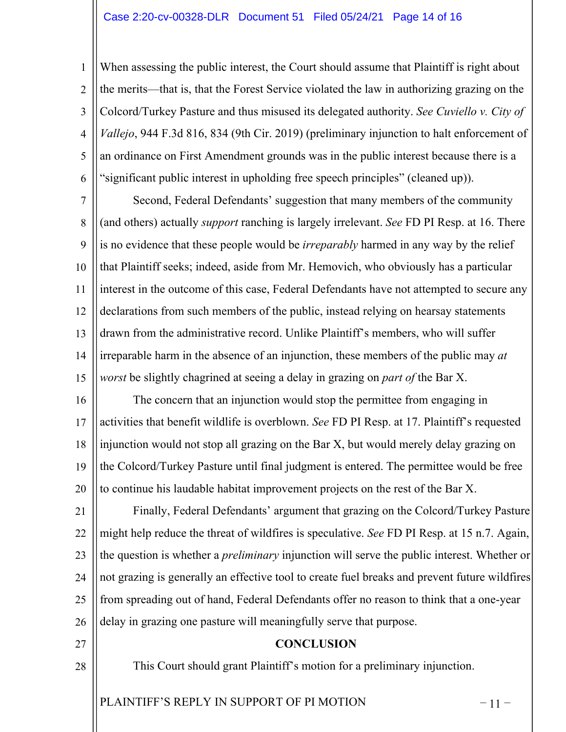When assessing the public interest, the Court should assume that Plaintiff is right about the merits—that is, that the Forest Service violated the law in authorizing grazing on the Colcord/Turkey Pasture and thus misused its delegated authority. *See Cuviello v. City of Vallejo*, 944 F.3d 816, 834 (9th Cir. 2019) (preliminary injunction to halt enforcement of an ordinance on First Amendment grounds was in the public interest because there is a "significant public interest in upholding free speech principles" (cleaned up)).

Second, Federal Defendants' suggestion that many members of the community (and others) actually *support* ranching is largely irrelevant. *See* FD PI Resp. at 16. There is no evidence that these people would be *irreparably* harmed in any way by the relief that Plaintiff seeks; indeed, aside from Mr. Hemovich, who obviously has a particular interest in the outcome of this case, Federal Defendants have not attempted to secure any declarations from such members of the public, instead relying on hearsay statements drawn from the administrative record. Unlike Plaintiff's members, who will suffer irreparable harm in the absence of an injunction, these members of the public may *at worst* be slightly chagrined at seeing a delay in grazing on *part of* the Bar X.

The concern that an injunction would stop the permittee from engaging in activities that benefit wildlife is overblown. *See* FD PI Resp. at 17. Plaintiff's requested injunction would not stop all grazing on the Bar X, but would merely delay grazing on the Colcord/Turkey Pasture until final judgment is entered. The permittee would be free to continue his laudable habitat improvement projects on the rest of the Bar X.

Finally, Federal Defendants' argument that grazing on the Colcord/Turkey Pasture might help reduce the threat of wildfires is speculative. *See* FD PI Resp. at 15 n.7. Again, the question is whether a *preliminary* injunction will serve the public interest. Whether or not grazing is generally an effective tool to create fuel breaks and prevent future wildfires from spreading out of hand, Federal Defendants offer no reason to think that a one-year delay in grazing one pasture will meaningfully serve that purpose.

**CONCLUSION**

This Court should grant Plaintiff's motion for a preliminary injunction.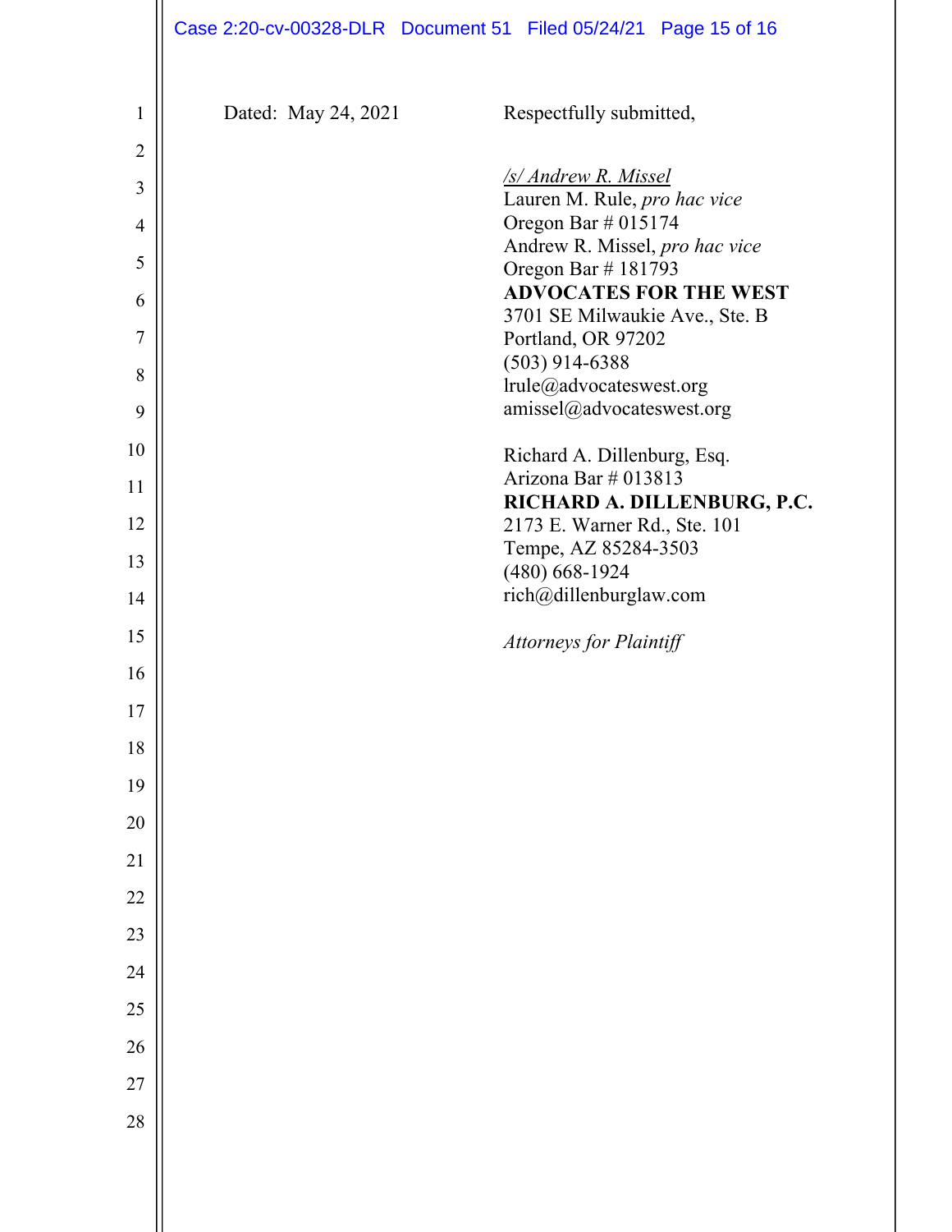Dated: May 24, 2021

Respectfully submitted,

*/s/ Andrew R. Missel*
Lauren M. Rule, *pro hac vice*
Oregon Bar # 015174
Andrew R. Missel, *pro hac vice*
Oregon Bar # 181793
**ADVOCATES FOR THE WEST**
3701 SE Milwaukie Ave., Ste. B
Portland, OR 97202
(503) 914-6388
lrule@advocateswest.org
amissel@advocateswest.org

Richard A. Dillenburg, Esq.
Arizona Bar # 013813
**RICHARD A. DILLENBURG, P.C.**
2173 E. Warner Rd., Ste. 101
Tempe, AZ 85284-3503
(480) 668-1924
rich@dillenburglaw.com

*Attorneys for Plaintiff*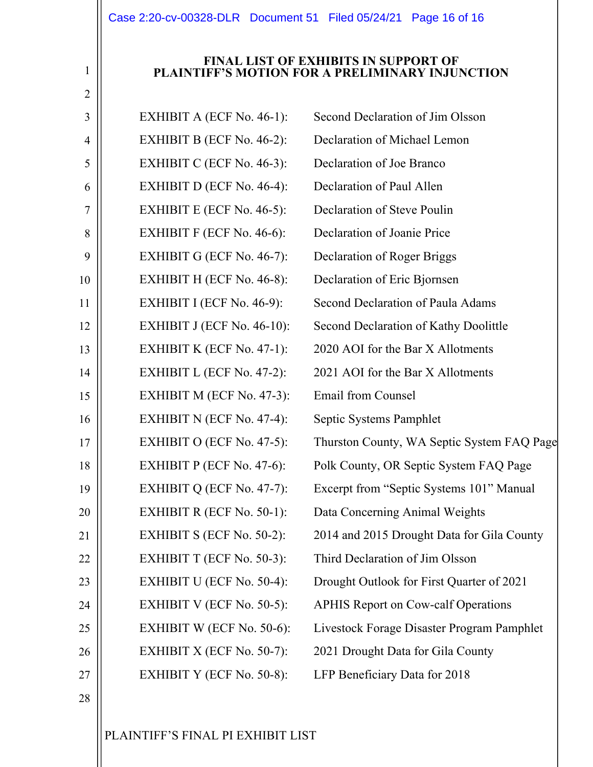**FINAL LIST OF EXHIBITS IN SUPPORT OF PLAINTIFF'S MOTION FOR A PRELIMINARY INJUNCTION**

| | |
|---|---|
| EXHIBIT A (ECF No. 46-1): | Second Declaration of Jim Olsson |
| EXHIBIT B (ECF No. 46-2): | Declaration of Michael Lemon |
| EXHIBIT C (ECF No. 46-3): | Declaration of Joe Branco |
| EXHIBIT D (ECF No. 46-4): | Declaration of Paul Allen |
| EXHIBIT E (ECF No. 46-5): | Declaration of Steve Poulin |
| EXHIBIT F (ECF No. 46-6): | Declaration of Joanie Price |
| EXHIBIT G (ECF No. 46-7): | Declaration of Roger Briggs |
| EXHIBIT H (ECF No. 46-8): | Declaration of Eric Bjornsen |
| EXHIBIT I (ECF No. 46-9): | Second Declaration of Paula Adams |
| EXHIBIT J (ECF No. 46-10): | Second Declaration of Kathy Doolittle |
| EXHIBIT K (ECF No. 47-1): | 2020 AOI for the Bar X Allotments |
| EXHIBIT L (ECF No. 47-2): | 2021 AOI for the Bar X Allotments |
| EXHIBIT M (ECF No. 47-3): | Email from Counsel |
| EXHIBIT N (ECF No. 47-4): | Septic Systems Pamphlet |
| EXHIBIT O (ECF No. 47-5): | Thurston County, WA Septic System FAQ Page |
| EXHIBIT P (ECF No. 47-6): | Polk County, OR Septic System FAQ Page |
| EXHIBIT Q (ECF No. 47-7): | Excerpt from "Septic Systems 101" Manual |
| EXHIBIT R (ECF No. 50-1): | Data Concerning Animal Weights |
| EXHIBIT S (ECF No. 50-2): | 2014 and 2015 Drought Data for Gila County |
| EXHIBIT T (ECF No. 50-3): | Third Declaration of Jim Olsson |
| EXHIBIT U (ECF No. 50-4): | Drought Outlook for First Quarter of 2021 |
| EXHIBIT V (ECF No. 50-5): | APHIS Report on Cow-calf Operations |
| EXHIBIT W (ECF No. 50-6): | Livestock Forage Disaster Program Pamphlet |
| EXHIBIT X (ECF No. 50-7): | 2021 Drought Data for Gila County |
| EXHIBIT Y (ECF No. 50-8): | LFP Beneficiary Data for 2018 |